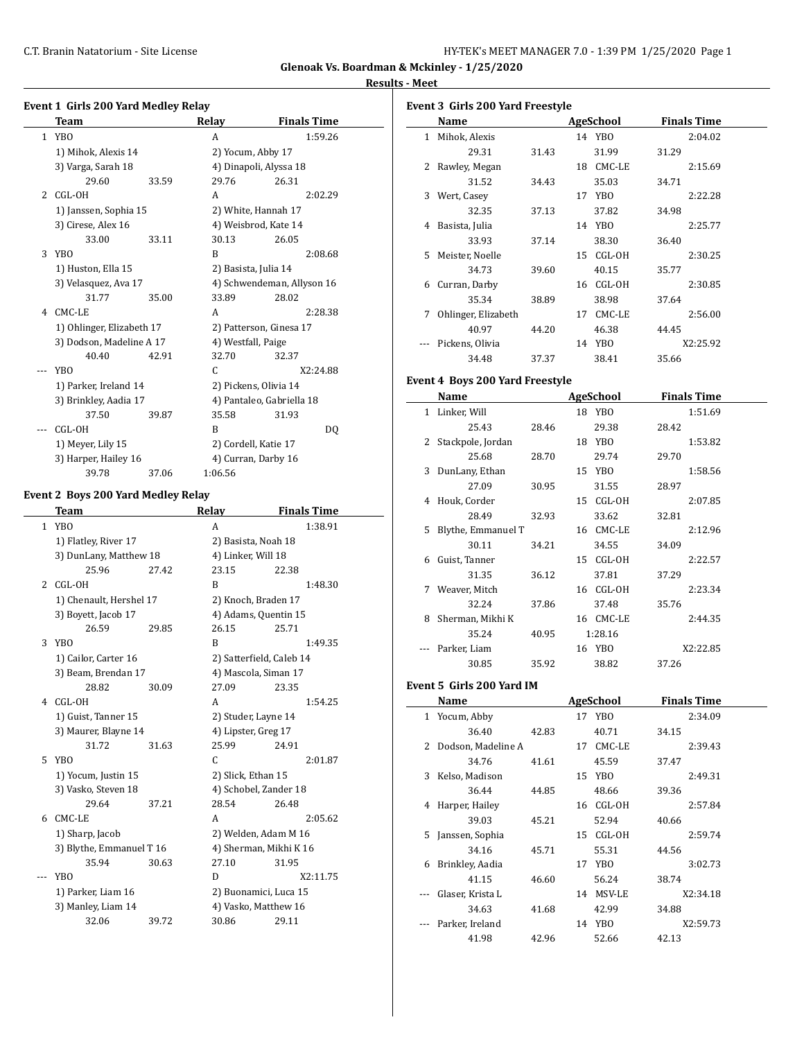Glenoak Vs. Boardman & Mckinley - 1/25/2020

Results - Meet

### Event 1 Girls 200 Yard Medley Relay

| | Team | Relay | Finals Time |
|---|---|---|---|
| 1 | YBO | A | 1:59.26 |
| | 1) Mihok, Alexis 14 | 2) Yocum, Abby 17 | |
| | 3) Varga, Sarah 18 | 4) Dinapoli, Alyssa 18 | |
| | 29.60 33.59 | 29.76 26.31 | |
| 2 | CGL-OH | A | 2:02.29 |
| | 1) Janssen, Sophia 15 | 2) White, Hannah 17 | |
| | 3) Cirese, Alex 16 | 4) Weisbrod, Kate 14 | |
| | 33.00 33.11 | 30.13 26.05 | |
| 3 | YBO | B | 2:08.68 |
| | 1) Huston, Ella 15 | 2) Basista, Julia 14 | |
| | 3) Velasquez, Ava 17 | 4) Schwendeman, Allyson 16 | |
| | 31.77 35.00 | 33.89 28.02 | |
| 4 | CMC-LE | A | 2:28.38 |
| | 1) Ohlinger, Elizabeth 17 | 2) Patterson, Ginesa 17 | |
| | 3) Dodson, Madeline A 17 | 4) Westfall, Paige | |
| | 40.40 42.91 | 32.70 32.37 | |
| --- | YBO | C | X2:24.88 |
| | 1) Parker, Ireland 14 | 2) Pickens, Olivia 14 | |
| | 3) Brinkley, Aadia 17 | 4) Pantaleo, Gabriella 18 | |
| | 37.50 39.87 | 35.58 31.93 | |
| --- | CGL-OH | B | DQ |
| | 1) Meyer, Lily 15 | 2) Cordell, Katie 17 | |
| | 3) Harper, Hailey 16 | 4) Curran, Darby 16 | |
| | 39.78 37.06 | 1:06.56 | |

### Event 2 Boys 200 Yard Medley Relay

| | Team | Relay | Finals Time |
|---|---|---|---|
| 1 | YBO | A | 1:38.91 |
| | 1) Flatley, River 17 | 2) Basista, Noah 18 | |
| | 3) DunLany, Matthew 18 | 4) Linker, Will 18 | |
| | 25.96 27.42 | 23.15 22.38 | |
| 2 | CGL-OH | B | 1:48.30 |
| | 1) Chenault, Hershel 17 | 2) Knoch, Braden 17 | |
| | 3) Boyett, Jacob 17 | 4) Adams, Quentin 15 | |
| | 26.59 29.85 | 26.15 25.71 | |
| 3 | YBO | B | 1:49.35 |
| | 1) Cailor, Carter 16 | 2) Satterfield, Caleb 14 | |
| | 3) Beam, Brendan 17 | 4) Mascola, Siman 17 | |
| | 28.82 30.09 | 27.09 23.35 | |
| 4 | CGL-OH | A | 1:54.25 |
| | 1) Guist, Tanner 15 | 2) Studer, Layne 14 | |
| | 3) Maurer, Blayne 14 | 4) Lipster, Greg 17 | |
| | 31.72 31.63 | 25.99 24.91 | |
| 5 | YBO | C | 2:01.87 |
| | 1) Yocum, Justin 15 | 2) Slick, Ethan 15 | |
| | 3) Vasko, Steven 18 | 4) Schobel, Zander 18 | |
| | 29.64 37.21 | 28.54 26.48 | |
| 6 | CMC-LE | A | 2:05.62 |
| | 1) Sharp, Jacob | 2) Welden, Adam M 16 | |
| | 3) Blythe, Emmanuel T 16 | 4) Sherman, Mikhi K 16 | |
| | 35.94 30.63 | 27.10 31.95 | |
| --- | YBO | D | X2:11.75 |
| | 1) Parker, Liam 16 | 2) Buonamici, Luca 15 | |
| | 3) Manley, Liam 14 | 4) Vasko, Matthew 16 | |
| | 32.06 39.72 | 30.86 29.11 | |

### Event 3 Girls 200 Yard Freestyle

| | Name | Age | School | Finals Time |
|---|---|---|---|---|
| 1 | Mihok, Alexis | 14 | YBO | 2:04.02 |
| | 29.31 31.43 | | 31.99 | 31.29 |
| 2 | Rawley, Megan | 18 | CMC-LE | 2:15.69 |
| | 31.52 34.43 | | 35.03 | 34.71 |
| 3 | Wert, Casey | 17 | YBO | 2:22.28 |
| | 32.35 37.13 | | 37.82 | 34.98 |
| 4 | Basista, Julia | 14 | YBO | 2:25.77 |
| | 33.93 37.14 | | 38.30 | 36.40 |
| 5 | Meister, Noelle | 15 | CGL-OH | 2:30.25 |
| | 34.73 39.60 | | 40.15 | 35.77 |
| 6 | Curran, Darby | 16 | CGL-OH | 2:30.85 |
| | 35.34 38.89 | | 38.98 | 37.64 |
| 7 | Ohlinger, Elizabeth | 17 | CMC-LE | 2:56.00 |
| | 40.97 44.20 | | 46.38 | 44.45 |
| --- | Pickens, Olivia | 14 | YBO | X2:25.92 |
| | 34.48 37.37 | | 38.41 | 35.66 |

### Event 4 Boys 200 Yard Freestyle

| | Name | Age | School | Finals Time |
|---|---|---|---|---|
| 1 | Linker, Will | 18 | YBO | 1:51.69 |
| | 25.43 28.46 | | 29.38 | 28.42 |
| 2 | Stackpole, Jordan | 18 | YBO | 1:53.82 |
| | 25.68 28.70 | | 29.74 | 29.70 |
| 3 | DunLany, Ethan | 15 | YBO | 1:58.56 |
| | 27.09 30.95 | | 31.55 | 28.97 |
| 4 | Houk, Corder | 15 | CGL-OH | 2:07.85 |
| | 28.49 32.93 | | 33.62 | 32.81 |
| 5 | Blythe, Emmanuel T | 16 | CMC-LE | 2:12.96 |
| | 30.11 34.21 | | 34.55 | 34.09 |
| 6 | Guist, Tanner | 15 | CGL-OH | 2:22.57 |
| | 31.35 36.12 | | 37.81 | 37.29 |
| 7 | Weaver, Mitch | 16 | CGL-OH | 2:23.34 |
| | 32.24 37.86 | | 37.48 | 35.76 |
| 8 | Sherman, Mikhi K | 16 | CMC-LE | 2:44.35 |
| | 35.24 40.95 | | 1:28.16 | |
| --- | Parker, Liam | 16 | YBO | X2:22.85 |
| | 30.85 35.92 | | 38.82 | 37.26 |

### Event 5 Girls 200 Yard IM

| | Name | Age | School | Finals Time |
|---|---|---|---|---|
| 1 | Yocum, Abby | 17 | YBO | 2:34.09 |
| | 36.40 42.83 | | 40.71 | 34.15 |
| 2 | Dodson, Madeline A | 17 | CMC-LE | 2:39.43 |
| | 34.76 41.61 | | 45.59 | 37.47 |
| 3 | Kelso, Madison | 15 | YBO | 2:49.31 |
| | 36.44 44.85 | | 48.66 | 39.36 |
| 4 | Harper, Hailey | 16 | CGL-OH | 2:57.84 |
| | 39.03 45.21 | | 52.94 | 40.66 |
| 5 | Janssen, Sophia | 15 | CGL-OH | 2:59.74 |
| | 34.16 45.71 | | 55.31 | 44.56 |
| 6 | Brinkley, Aadia | 17 | YBO | 3:02.73 |
| | 41.15 46.60 | | 56.24 | 38.74 |
| --- | Glaser, Krista L | 14 | MSV-LE | X2:34.18 |
| | 34.63 41.68 | | 42.99 | 34.88 |
| --- | Parker, Ireland | 14 | YBO | X2:59.73 |
| | 41.98 42.96 | | 52.66 | 42.13 |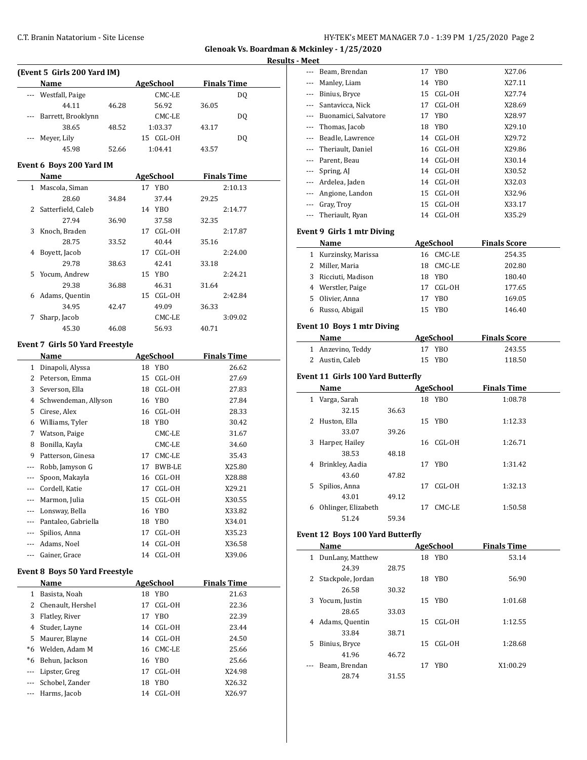Glenoak Vs. Boardman & Mckinley - 1/25/2020

Results - Meet

### (Event 5 Girls 200 Yard IM)

| | Name | | Age | School | Finals Time |
|---|---|---|---|---|---|
| --- | Westfall, Paige | | | CMC-LE | DQ |
| | 44.11 | 46.28 | 56.92 | 36.05 | |
| --- | Barrett, Brooklynn | | | CMC-LE | DQ |
| | 38.65 | 48.52 | 1:03.37 | 43.17 | |
| --- | Meyer, Lily | | 15 | CGL-OH | DQ |
| | 45.98 | 52.66 | 1:04.41 | 43.57 | |

### Event 6 Boys 200 Yard IM

| | Name | | Age | School | Finals Time |
|---|---|---|---|---|---|
| 1 | Mascola, Siman | | 17 | YBO | 2:10.13 |
| | 28.60 | 34.84 | 37.44 | 29.25 | |
| 2 | Satterfield, Caleb | | 14 | YBO | 2:14.77 |
| | 27.94 | 36.90 | 37.58 | 32.35 | |
| 3 | Knoch, Braden | | 17 | CGL-OH | 2:17.87 |
| | 28.75 | 33.52 | 40.44 | 35.16 | |
| 4 | Boyett, Jacob | | 17 | CGL-OH | 2:24.00 |
| | 29.78 | 38.63 | 42.41 | 33.18 | |
| 5 | Yocum, Andrew | | 15 | YBO | 2:24.21 |
| | 29.38 | 36.88 | 46.31 | 31.64 | |
| 6 | Adams, Quentin | | 15 | CGL-OH | 2:42.84 |
| | 34.95 | 42.47 | 49.09 | 36.33 | |
| 7 | Sharp, Jacob | | | CMC-LE | 3:09.02 |
| | 45.30 | 46.08 | 56.93 | 40.71 | |

### Event 7 Girls 50 Yard Freestyle

| | Name | Age | School | Finals Time |
|---|---|---|---|---|
| 1 | Dinapoli, Alyssa | 18 | YBO | 26.62 |
| 2 | Peterson, Emma | 15 | CGL-OH | 27.69 |
| 3 | Severson, Ella | 18 | CGL-OH | 27.83 |
| 4 | Schwendeman, Allyson | 16 | YBO | 27.84 |
| 5 | Cirese, Alex | 16 | CGL-OH | 28.33 |
| 6 | Williams, Tyler | 18 | YBO | 30.42 |
| 7 | Watson, Paige | | CMC-LE | 31.67 |
| 8 | Bonilla, Kayla | | CMC-LE | 34.60 |
| 9 | Patterson, Ginesa | 17 | CMC-LE | 35.43 |
| --- | Robb, Jamyson G | 17 | BWB-LE | X25.80 |
| --- | Spoon, Makayla | 16 | CGL-OH | X28.88 |
| --- | Cordell, Katie | 17 | CGL-OH | X29.21 |
| --- | Marmon, Julia | 15 | CGL-OH | X30.55 |
| --- | Lonsway, Bella | 16 | YBO | X33.82 |
| --- | Pantaleo, Gabriella | 18 | YBO | X34.01 |
| --- | Spilios, Anna | 17 | CGL-OH | X35.23 |
| --- | Adams, Noel | 14 | CGL-OH | X36.58 |
| --- | Gainer, Grace | 14 | CGL-OH | X39.06 |

### Event 8 Boys 50 Yard Freestyle

| | Name | Age | School | Finals Time |
|---|---|---|---|---|
| 1 | Basista, Noah | 18 | YBO | 21.63 |
| 2 | Chenault, Hershel | 17 | CGL-OH | 22.36 |
| 3 | Flatley, River | 17 | YBO | 22.39 |
| 4 | Studer, Layne | 14 | CGL-OH | 23.44 |
| 5 | Maurer, Blayne | 14 | CGL-OH | 24.50 |
| *6 | Welden, Adam M | 16 | CMC-LE | 25.66 |
| *6 | Behun, Jackson | 16 | YBO | 25.66 |
| --- | Lipster, Greg | 17 | CGL-OH | X24.98 |
| --- | Schobel, Zander | 18 | YBO | X26.32 |
| --- | Harms, Jacob | 14 | CGL-OH | X26.97 |
| --- | Beam, Brendan | 17 | YBO | X27.06 |
| --- | Manley, Liam | 14 | YBO | X27.11 |
| --- | Binius, Bryce | 15 | CGL-OH | X27.74 |
| --- | Santavicca, Nick | 17 | CGL-OH | X28.69 |
| --- | Buonamici, Salvatore | 17 | YBO | X28.97 |
| --- | Thomas, Jacob | 18 | YBO | X29.10 |
| --- | Beadle, Lawrence | 14 | CGL-OH | X29.72 |
| --- | Theriault, Daniel | 16 | CGL-OH | X29.86 |
| --- | Parent, Beau | 14 | CGL-OH | X30.14 |
| --- | Spring, AJ | 14 | CGL-OH | X30.52 |
| --- | Ardelea, Jaden | 14 | CGL-OH | X32.03 |
| --- | Angione, Landon | 15 | CGL-OH | X32.96 |
| --- | Gray, Troy | 15 | CGL-OH | X33.17 |
| --- | Theriault, Ryan | 14 | CGL-OH | X35.29 |

### Event 9 Girls 1 mtr Diving

| | Name | Age | School | Finals Score |
|---|---|---|---|---|
| 1 | Kurzinsky, Marissa | 16 | CMC-LE | 254.35 |
| 2 | Miller, Maria | 18 | CMC-LE | 202.80 |
| 3 | Ricciuti, Madison | 18 | YBO | 180.40 |
| 4 | Werstler, Paige | 17 | CGL-OH | 177.65 |
| 5 | Olivier, Anna | 17 | YBO | 169.05 |
| 6 | Russo, Abigail | 15 | YBO | 146.40 |

### Event 10 Boys 1 mtr Diving

| | Name | Age | School | Finals Score |
|---|---|---|---|---|
| 1 | Anzevino, Teddy | 17 | YBO | 243.55 |
| 2 | Austin, Caleb | 15 | YBO | 118.50 |

### Event 11 Girls 100 Yard Butterfly

| | Name | | Age | School | Finals Time |
|---|---|---|---|---|---|
| 1 | Varga, Sarah | | 18 | YBO | 1:08.78 |
| | 32.15 | 36.63 | | | |
| 2 | Huston, Ella | | 15 | YBO | 1:12.33 |
| | 33.07 | 39.26 | | | |
| 3 | Harper, Hailey | | 16 | CGL-OH | 1:26.71 |
| | 38.53 | 48.18 | | | |
| 4 | Brinkley, Aadia | | 17 | YBO | 1:31.42 |
| | 43.60 | 47.82 | | | |
| 5 | Spilios, Anna | | 17 | CGL-OH | 1:32.13 |
| | 43.01 | 49.12 | | | |
| 6 | Ohlinger, Elizabeth | | 17 | CMC-LE | 1:50.58 |
| | 51.24 | 59.34 | | | |

### Event 12 Boys 100 Yard Butterfly

| | Name | | Age | School | Finals Time |
|---|---|---|---|---|---|
| 1 | DunLany, Matthew | | 18 | YBO | 53.14 |
| | 24.39 | 28.75 | | | |
| 2 | Stackpole, Jordan | | 18 | YBO | 56.90 |
| | 26.58 | 30.32 | | | |
| 3 | Yocum, Justin | | 15 | YBO | 1:01.68 |
| | 28.65 | 33.03 | | | |
| 4 | Adams, Quentin | | 15 | CGL-OH | 1:12.55 |
| | 33.84 | 38.71 | | | |
| 5 | Binius, Bryce | | 15 | CGL-OH | 1:28.68 |
| | 41.96 | 46.72 | | | |
| --- | Beam, Brendan | | 17 | YBO | X1:00.29 |
| | 28.74 | 31.55 | | | |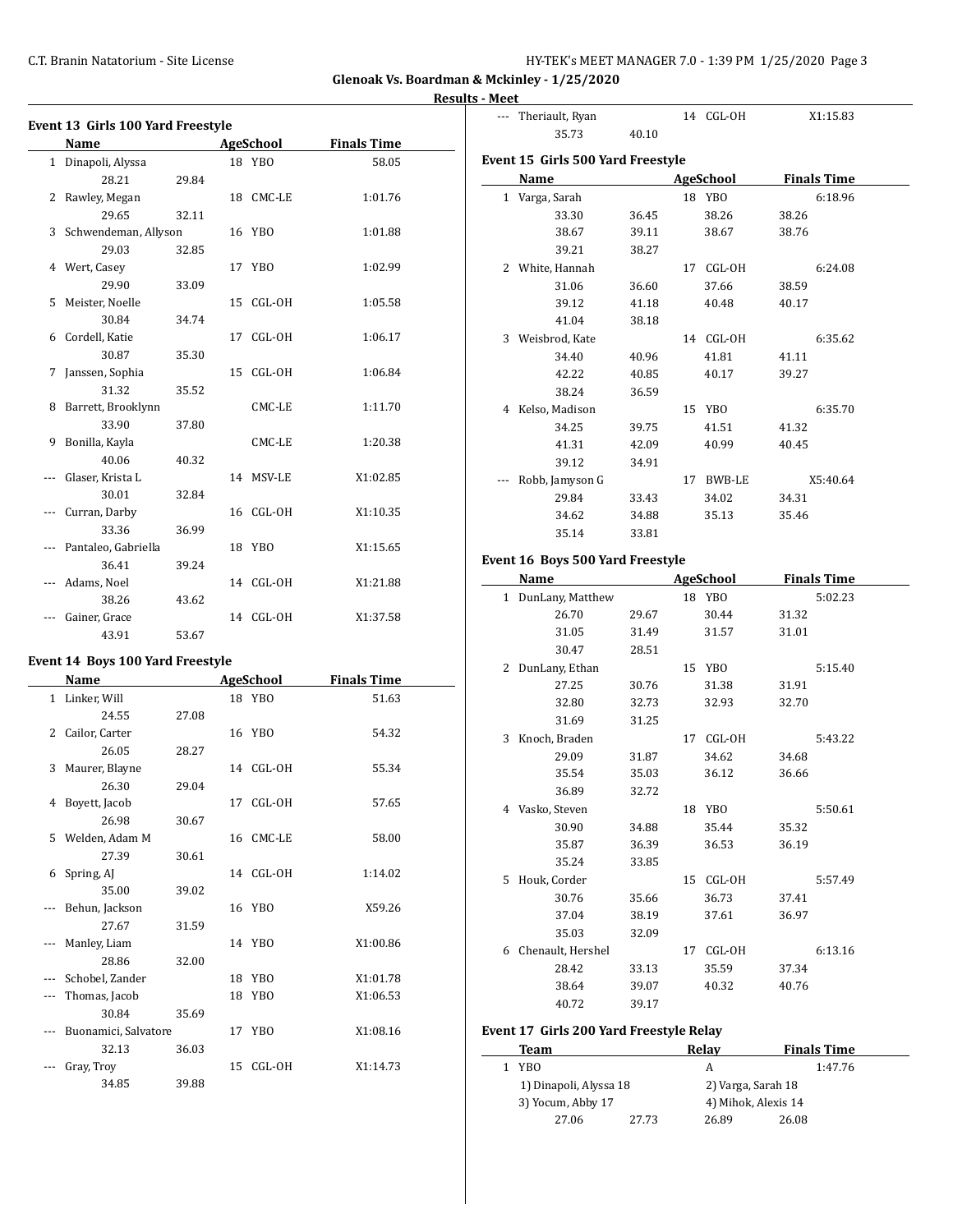Glenoak Vs. Boardman & Mckinley - 1/25/2020

Results - Meet

### Event 13 Girls 100 Yard Freestyle

| | Name | Age | School | Finals Time |
|---|---|---|---|---|
| 1 | Dinapoli, Alyssa | 18 | YBO | 58.05 |
| | 28.21 29.84 | | | |
| 2 | Rawley, Megan | 18 | CMC-LE | 1:01.76 |
| | 29.65 32.11 | | | |
| 3 | Schwendeman, Allyson | 16 | YBO | 1:01.88 |
| | 29.03 32.85 | | | |
| 4 | Wert, Casey | 17 | YBO | 1:02.99 |
| | 29.90 33.09 | | | |
| 5 | Meister, Noelle | 15 | CGL-OH | 1:05.58 |
| | 30.84 34.74 | | | |
| 6 | Cordell, Katie | 17 | CGL-OH | 1:06.17 |
| | 30.87 35.30 | | | |
| 7 | Janssen, Sophia | 15 | CGL-OH | 1:06.84 |
| | 31.32 35.52 | | | |
| 8 | Barrett, Brooklynn | | CMC-LE | 1:11.70 |
| | 33.90 37.80 | | | |
| 9 | Bonilla, Kayla | | CMC-LE | 1:20.38 |
| | 40.06 40.32 | | | |
| --- | Glaser, Krista L | 14 | MSV-LE | X1:02.85 |
| | 30.01 32.84 | | | |
| --- | Curran, Darby | 16 | CGL-OH | X1:10.35 |
| | 33.36 36.99 | | | |
| --- | Pantaleo, Gabriella | 18 | YBO | X1:15.65 |
| | 36.41 39.24 | | | |
| --- | Adams, Noel | 14 | CGL-OH | X1:21.88 |
| | 38.26 43.62 | | | |
| --- | Gainer, Grace | 14 | CGL-OH | X1:37.58 |
| | 43.91 53.67 | | | |

### Event 14 Boys 100 Yard Freestyle

| | Name | Age | School | Finals Time |
|---|---|---|---|---|
| 1 | Linker, Will | 18 | YBO | 51.63 |
| | 24.55 27.08 | | | |
| 2 | Cailor, Carter | 16 | YBO | 54.32 |
| | 26.05 28.27 | | | |
| 3 | Maurer, Blayne | 14 | CGL-OH | 55.34 |
| | 26.30 29.04 | | | |
| 4 | Boyett, Jacob | 17 | CGL-OH | 57.65 |
| | 26.98 30.67 | | | |
| 5 | Welden, Adam M | 16 | CMC-LE | 58.00 |
| | 27.39 30.61 | | | |
| 6 | Spring, AJ | 14 | CGL-OH | 1:14.02 |
| | 35.00 39.02 | | | |
| --- | Behun, Jackson | 16 | YBO | X59.26 |
| | 27.67 31.59 | | | |
| --- | Manley, Liam | 14 | YBO | X1:00.86 |
| | 28.86 32.00 | | | |
| --- | Schobel, Zander | 18 | YBO | X1:01.78 |
| --- | Thomas, Jacob | 18 | YBO | X1:06.53 |
| | 30.84 35.69 | | | |
| --- | Buonamici, Salvatore | 17 | YBO | X1:08.16 |
| | 32.13 36.03 | | | |
| --- | Gray, Troy | 15 | CGL-OH | X1:14.73 |
| | 34.85 39.88 | | | |
| --- | Theriault, Ryan | 14 | CGL-OH | X1:15.83 |
| | 35.73 40.10 | | | |

### Event 15 Girls 500 Yard Freestyle

| | Name | Age | School | Finals Time |
|---|---|---|---|---|
| 1 | Varga, Sarah | 18 | YBO | 6:18.96 |
| | 33.30 36.45 38.26 38.26 | | | |
| | 38.67 39.11 38.67 38.76 | | | |
| | 39.21 38.27 | | | |
| 2 | White, Hannah | 17 | CGL-OH | 6:24.08 |
| | 31.06 36.60 37.66 38.59 | | | |
| | 39.12 41.18 40.48 40.17 | | | |
| | 41.04 38.18 | | | |
| 3 | Weisbrod, Kate | 14 | CGL-OH | 6:35.62 |
| | 34.40 40.96 41.81 41.11 | | | |
| | 42.22 40.85 40.17 39.27 | | | |
| | 38.24 36.59 | | | |
| 4 | Kelso, Madison | 15 | YBO | 6:35.70 |
| | 34.25 39.75 41.51 41.32 | | | |
| | 41.31 42.09 40.99 40.45 | | | |
| | 39.12 34.91 | | | |
| --- | Robb, Jamyson G | 17 | BWB-LE | X5:40.64 |
| | 29.84 33.43 34.02 34.31 | | | |
| | 34.62 34.88 35.13 35.46 | | | |
| | 35.14 33.81 | | | |

### Event 16 Boys 500 Yard Freestyle

| | Name | Age | School | Finals Time |
|---|---|---|---|---|
| 1 | DunLany, Matthew | 18 | YBO | 5:02.23 |
| | 26.70 29.67 30.44 31.32 | | | |
| | 31.05 31.49 31.57 31.01 | | | |
| | 30.47 28.51 | | | |
| 2 | DunLany, Ethan | 15 | YBO | 5:15.40 |
| | 27.25 30.76 31.38 31.91 | | | |
| | 32.80 32.73 32.93 32.70 | | | |
| | 31.69 31.25 | | | |
| 3 | Knoch, Braden | 17 | CGL-OH | 5:43.22 |
| | 29.09 31.87 34.62 34.68 | | | |
| | 35.54 35.03 36.12 36.66 | | | |
| | 36.89 32.72 | | | |
| 4 | Vasko, Steven | 18 | YBO | 5:50.61 |
| | 30.90 34.88 35.44 35.32 | | | |
| | 35.87 36.39 36.53 36.19 | | | |
| | 35.24 33.85 | | | |
| 5 | Houk, Corder | 15 | CGL-OH | 5:57.49 |
| | 30.76 35.66 36.73 37.41 | | | |
| | 37.04 38.19 37.61 36.97 | | | |
| | 35.03 32.09 | | | |
| 6 | Chenault, Hershel | 17 | CGL-OH | 6:13.16 |
| | 28.42 33.13 35.59 37.34 | | | |
| | 38.64 39.07 40.32 40.76 | | | |
| | 40.72 39.17 | | | |

### Event 17 Girls 200 Yard Freestyle Relay

| | Team | Relay | Finals Time |
|---|---|---|---|
| 1 | YBO | A | 1:47.76 |
| | 1) Dinapoli, Alyssa 18 | 2) Varga, Sarah 18 | |
| | 3) Yocum, Abby 17 | 4) Mihok, Alexis 14 | |
| | 27.06 27.73 26.89 26.08 | | |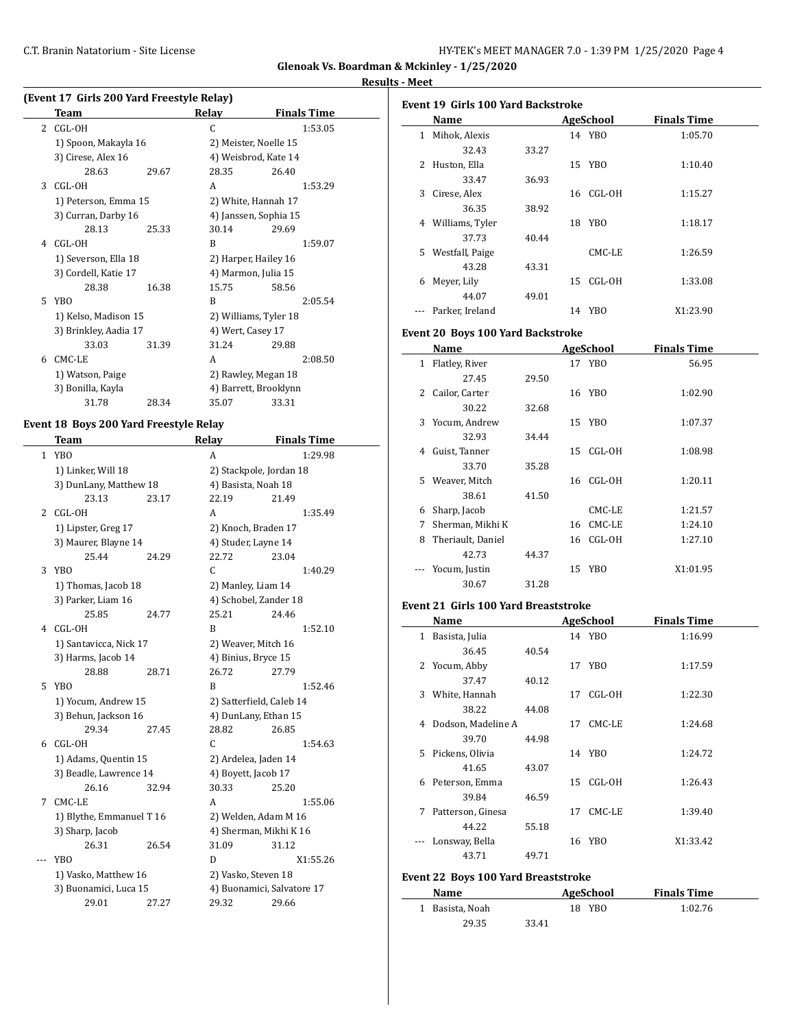**Glenoak Vs. Boardman & Mckinley - 1/25/2020**

**Results - Meet**

### (Event 17 Girls 200 Yard Freestyle Relay)

| | Team | Relay | Finals Time |
|---|---|---|---|
| 2 | CGL-OH | C | 1:53.05 |
| | 1) Spoon, Makayla 16 | 2) Meister, Noelle 15 | |
| | 3) Cirese, Alex 16 | 4) Weisbrod, Kate 14 | |
| | 28.63 29.67 | 28.35 26.40 | |
| 3 | CGL-OH | A | 1:53.29 |
| | 1) Peterson, Emma 15 | 2) White, Hannah 17 | |
| | 3) Curran, Darby 16 | 4) Janssen, Sophia 15 | |
| | 28.13 25.33 | 30.14 29.69 | |
| 4 | CGL-OH | B | 1:59.07 |
| | 1) Severson, Ella 18 | 2) Harper, Hailey 16 | |
| | 3) Cordell, Katie 17 | 4) Marmon, Julia 15 | |
| | 28.38 16.38 | 15.75 58.56 | |
| 5 | YBO | B | 2:05.54 |
| | 1) Kelso, Madison 15 | 2) Williams, Tyler 18 | |
| | 3) Brinkley, Aadia 17 | 4) Wert, Casey 17 | |
| | 33.03 31.39 | 31.24 29.88 | |
| 6 | CMC-LE | A | 2:08.50 |
| | 1) Watson, Paige | 2) Rawley, Megan 18 | |
| | 3) Bonilla, Kayla | 4) Barrett, Brooklynn | |
| | 31.78 28.34 | 35.07 33.31 | |

### Event 18 Boys 200 Yard Freestyle Relay

| | Team | Relay | Finals Time |
|---|---|---|---|
| 1 | YBO | A | 1:29.98 |
| | 1) Linker, Will 18 | 2) Stackpole, Jordan 18 | |
| | 3) DunLany, Matthew 18 | 4) Basista, Noah 18 | |
| | 23.13 23.17 | 22.19 21.49 | |
| 2 | CGL-OH | A | 1:35.49 |
| | 1) Lipster, Greg 17 | 2) Knoch, Braden 17 | |
| | 3) Maurer, Blayne 14 | 4) Studer, Layne 14 | |
| | 25.44 24.29 | 22.72 23.04 | |
| 3 | YBO | C | 1:40.29 |
| | 1) Thomas, Jacob 18 | 2) Manley, Liam 14 | |
| | 3) Parker, Liam 16 | 4) Schobel, Zander 18 | |
| | 25.85 24.77 | 25.21 24.46 | |
| 4 | CGL-OH | B | 1:52.10 |
| | 1) Santavicca, Nick 17 | 2) Weaver, Mitch 16 | |
| | 3) Harms, Jacob 14 | 4) Binius, Bryce 15 | |
| | 28.88 28.71 | 26.72 27.79 | |
| 5 | YBO | B | 1:52.46 |
| | 1) Yocum, Andrew 15 | 2) Satterfield, Caleb 14 | |
| | 3) Behun, Jackson 16 | 4) DunLany, Ethan 15 | |
| | 29.34 27.45 | 28.82 26.85 | |
| 6 | CGL-OH | C | 1:54.63 |
| | 1) Adams, Quentin 15 | 2) Ardelea, Jaden 14 | |
| | 3) Beadle, Lawrence 14 | 4) Boyett, Jacob 17 | |
| | 26.16 32.94 | 30.33 25.20 | |
| 7 | CMC-LE | A | 1:55.06 |
| | 1) Blythe, Emmanuel T 16 | 2) Welden, Adam M 16 | |
| | 3) Sharp, Jacob | 4) Sherman, Mikhi K 16 | |
| | 26.31 26.54 | 31.09 31.12 | |
| --- | YBO | D | X1:55.26 |
| | 1) Vasko, Matthew 16 | 2) Vasko, Steven 18 | |
| | 3) Buonamici, Luca 15 | 4) Buonamici, Salvatore 17 | |
| | 29.01 27.27 | 29.32 29.66 | |

### Event 19 Girls 100 Yard Backstroke

| | Name | Age | School | Finals Time |
|---|---|---|---|---|
| 1 | Mihok, Alexis | 14 | YBO | 1:05.70 |
| | 32.43 33.27 | | | |
| 2 | Huston, Ella | 15 | YBO | 1:10.40 |
| | 33.47 36.93 | | | |
| 3 | Cirese, Alex | 16 | CGL-OH | 1:15.27 |
| | 36.35 38.92 | | | |
| 4 | Williams, Tyler | 18 | YBO | 1:18.17 |
| | 37.73 40.44 | | | |
| 5 | Westfall, Paige | | CMC-LE | 1:26.59 |
| | 43.28 43.31 | | | |
| 6 | Meyer, Lily | 15 | CGL-OH | 1:33.08 |
| | 44.07 49.01 | | | |
| --- | Parker, Ireland | 14 | YBO | X1:23.90 |

### Event 20 Boys 100 Yard Backstroke

| | Name | Age | School | Finals Time |
|---|---|---|---|---|
| 1 | Flatley, River | 17 | YBO | 56.95 |
| | 27.45 29.50 | | | |
| 2 | Cailor, Carter | 16 | YBO | 1:02.90 |
| | 30.22 32.68 | | | |
| 3 | Yocum, Andrew | 15 | YBO | 1:07.37 |
| | 32.93 34.44 | | | |
| 4 | Guist, Tanner | 15 | CGL-OH | 1:08.98 |
| | 33.70 35.28 | | | |
| 5 | Weaver, Mitch | 16 | CGL-OH | 1:20.11 |
| | 38.61 41.50 | | | |
| 6 | Sharp, Jacob | | CMC-LE | 1:21.57 |
| 7 | Sherman, Mikhi K | 16 | CMC-LE | 1:24.10 |
| 8 | Theriault, Daniel | 16 | CGL-OH | 1:27.10 |
| | 42.73 44.37 | | | |
| --- | Yocum, Justin | 15 | YBO | X1:01.95 |
| | 30.67 31.28 | | | |

### Event 21 Girls 100 Yard Breaststroke

| | Name | Age | School | Finals Time |
|---|---|---|---|---|
| 1 | Basista, Julia | 14 | YBO | 1:16.99 |
| | 36.45 40.54 | | | |
| 2 | Yocum, Abby | 17 | YBO | 1:17.59 |
| | 37.47 40.12 | | | |
| 3 | White, Hannah | 17 | CGL-OH | 1:22.30 |
| | 38.22 44.08 | | | |
| 4 | Dodson, Madeline A | 17 | CMC-LE | 1:24.68 |
| | 39.70 44.98 | | | |
| 5 | Pickens, Olivia | 14 | YBO | 1:24.72 |
| | 41.65 43.07 | | | |
| 6 | Peterson, Emma | 15 | CGL-OH | 1:26.43 |
| | 39.84 46.59 | | | |
| 7 | Patterson, Ginesa | 17 | CMC-LE | 1:39.40 |
| | 44.22 55.18 | | | |
| --- | Lonsway, Bella | 16 | YBO | X1:33.42 |
| | 43.71 49.71 | | | |

### Event 22 Boys 100 Yard Breaststroke

| | Name | Age | School | Finals Time |
|---|---|---|---|---|
| 1 | Basista, Noah | 18 | YBO | 1:02.76 |
| | 29.35 33.41 | | | |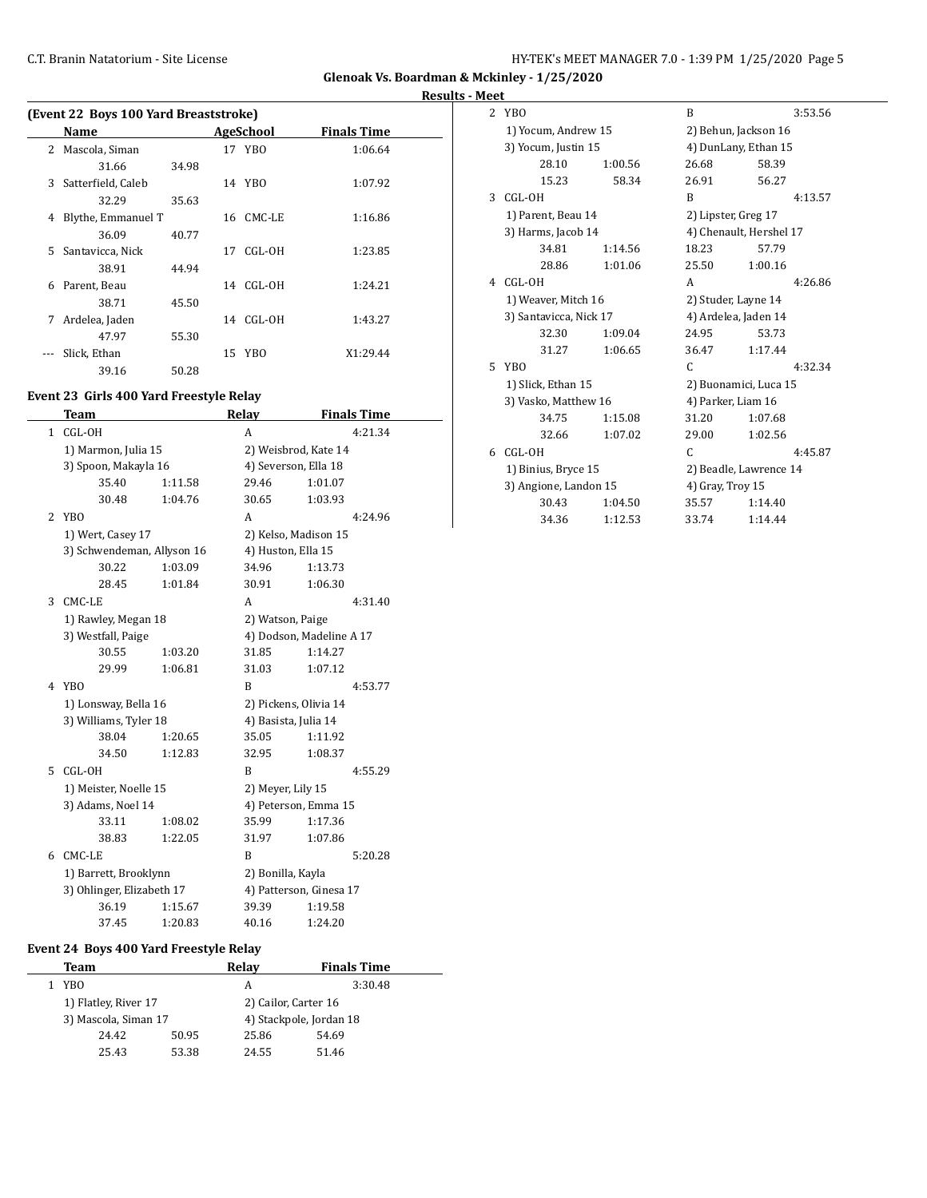Glenoak Vs. Boardman & Mckinley - 1/25/2020

**Results - Meet**

### (Event 22 Boys 100 Yard Breaststroke)

| | Name | Age | School | Finals Time |
|---|---|---|---|---|
| 2 | Mascola, Siman | 17 | YBO | 1:06.64 |
| | 31.66 | 34.98 | | |
| 3 | Satterfield, Caleb | 14 | YBO | 1:07.92 |
| | 32.29 | 35.63 | | |
| 4 | Blythe, Emmanuel T | 16 | CMC-LE | 1:16.86 |
| | 36.09 | 40.77 | | |
| 5 | Santavicca, Nick | 17 | CGL-OH | 1:23.85 |
| | 38.91 | 44.94 | | |
| 6 | Parent, Beau | 14 | CGL-OH | 1:24.21 |
| | 38.71 | 45.50 | | |
| 7 | Ardelea, Jaden | 14 | CGL-OH | 1:43.27 |
| | 47.97 | 55.30 | | |
| --- | Slick, Ethan | 15 | YBO | X1:29.44 |
| | 39.16 | 50.28 | | |

### Event 23 Girls 400 Yard Freestyle Relay

| | Team | | Relay | | Finals Time |
|---|---|---|---|---|---|
| 1 | CGL-OH | | A | | 4:21.34 |
| | 1) Marmon, Julia 15 | | 2) Weisbrod, Kate 14 | | |
| | 3) Spoon, Makayla 16 | | 4) Severson, Ella 18 | | |
| | 35.40 | 1:11.58 | 29.46 | 1:01.07 | |
| | 30.48 | 1:04.76 | 30.65 | 1:03.93 | |
| 2 | YBO | | A | | 4:24.96 |
| | 1) Wert, Casey 17 | | 2) Kelso, Madison 15 | | |
| | 3) Schwendeman, Allyson 16 | | 4) Huston, Ella 15 | | |
| | 30.22 | 1:03.09 | 34.96 | 1:13.73 | |
| | 28.45 | 1:01.84 | 30.91 | 1:06.30 | |
| 3 | CMC-LE | | A | | 4:31.40 |
| | 1) Rawley, Megan 18 | | 2) Watson, Paige | | |
| | 3) Westfall, Paige | | 4) Dodson, Madeline A 17 | | |
| | 30.55 | 1:03.20 | 31.85 | 1:14.27 | |
| | 29.99 | 1:06.81 | 31.03 | 1:07.12 | |
| 4 | YBO | | B | | 4:53.77 |
| | 1) Lonsway, Bella 16 | | 2) Pickens, Olivia 14 | | |
| | 3) Williams, Tyler 18 | | 4) Basista, Julia 14 | | |
| | 38.04 | 1:20.65 | 35.05 | 1:11.92 | |
| | 34.50 | 1:12.83 | 32.95 | 1:08.37 | |
| 5 | CGL-OH | | B | | 4:55.29 |
| | 1) Meister, Noelle 15 | | 2) Meyer, Lily 15 | | |
| | 3) Adams, Noel 14 | | 4) Peterson, Emma 15 | | |
| | 33.11 | 1:08.02 | 35.99 | 1:17.36 | |
| | 38.83 | 1:22.05 | 31.97 | 1:07.86 | |
| 6 | CMC-LE | | B | | 5:20.28 |
| | 1) Barrett, Brooklynn | | 2) Bonilla, Kayla | | |
| | 3) Ohlinger, Elizabeth 17 | | 4) Patterson, Ginesa 17 | | |
| | 36.19 | 1:15.67 | 39.39 | 1:19.58 | |
| | 37.45 | 1:20.83 | 40.16 | 1:24.20 | |

### Event 24 Boys 400 Yard Freestyle Relay

| | Team | | Relay | | Finals Time |
|---|---|---|---|---|---|
| 1 | YBO | | A | | 3:30.48 |
| | 1) Flatley, River 17 | | 2) Cailor, Carter 16 | | |
| | 3) Mascola, Siman 17 | | 4) Stackpole, Jordan 18 | | |
| | 24.42 | 50.95 | 25.86 | 54.69 | |
| | 25.43 | 53.38 | 24.55 | 51.46 | |
| 2 | YBO | | B | | 3:53.56 |
| | 1) Yocum, Andrew 15 | | 2) Behun, Jackson 16 | | |
| | 3) Yocum, Justin 15 | | 4) DunLany, Ethan 15 | | |
| | 28.10 | 1:00.56 | 26.68 | 58.39 | |
| | 15.23 | 58.34 | 26.91 | 56.27 | |
| 3 | CGL-OH | | B | | 4:13.57 |
| | 1) Parent, Beau 14 | | 2) Lipster, Greg 17 | | |
| | 3) Harms, Jacob 14 | | 4) Chenault, Hershel 17 | | |
| | 34.81 | 1:14.56 | 18.23 | 57.79 | |
| | 28.86 | 1:01.06 | 25.50 | 1:00.16 | |
| 4 | CGL-OH | | A | | 4:26.86 |
| | 1) Weaver, Mitch 16 | | 2) Studer, Layne 14 | | |
| | 3) Santavicca, Nick 17 | | 4) Ardelea, Jaden 14 | | |
| | 32.30 | 1:09.04 | 24.95 | 53.73 | |
| | 31.27 | 1:06.65 | 36.47 | 1:17.44 | |
| 5 | YBO | | C | | 4:32.34 |
| | 1) Slick, Ethan 15 | | 2) Buonamici, Luca 15 | | |
| | 3) Vasko, Matthew 16 | | 4) Parker, Liam 16 | | |
| | 34.75 | 1:15.08 | 31.20 | 1:07.68 | |
| | 32.66 | 1:07.02 | 29.00 | 1:02.56 | |
| 6 | CGL-OH | | C | | 4:45.87 |
| | 1) Binius, Bryce 15 | | 2) Beadle, Lawrence 14 | | |
| | 3) Angione, Landon 15 | | 4) Gray, Troy 15 | | |
| | 30.43 | 1:04.50 | 35.57 | 1:14.40 | |
| | 34.36 | 1:12.53 | 33.74 | 1:14.44 | |